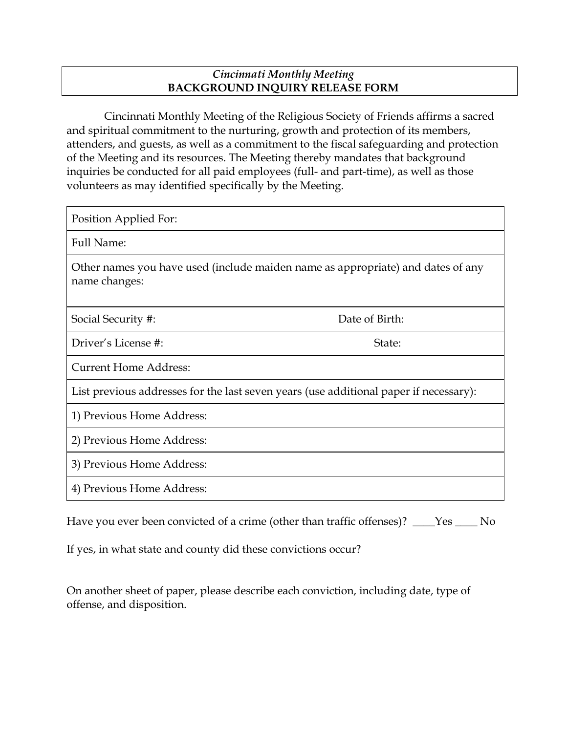*Cincinnati Monthly Meeting*
**BACKGROUND INQUIRY RELEASE FORM**

Cincinnati Monthly Meeting of the Religious Society of Friends affirms a sacred and spiritual commitment to the nurturing, growth and protection of its members, attenders, and guests, as well as a commitment to the fiscal safeguarding and protection of the Meeting and its resources. The Meeting thereby mandates that background inquiries be conducted for all paid employees (full- and part-time), as well as those volunteers as may identified specifically by the Meeting.

| | |
|---|---|
| Position Applied For: | |
| Full Name: | |
| Other names you have used (include maiden name as appropriate) and dates of any name changes: | |
| Social Security #: | Date of Birth: |
| Driver's License #: | State: |
| Current Home Address: | |
| List previous addresses for the last seven years (use additional paper if necessary): | |
| 1) Previous Home Address: | |
| 2) Previous Home Address: | |
| 3) Previous Home Address: | |
| 4) Previous Home Address: | |

Have you ever been convicted of a crime (other than traffic offenses)? ____Yes ____ No

If yes, in what state and county did these convictions occur?

On another sheet of paper, please describe each conviction, including date, type of offense, and disposition.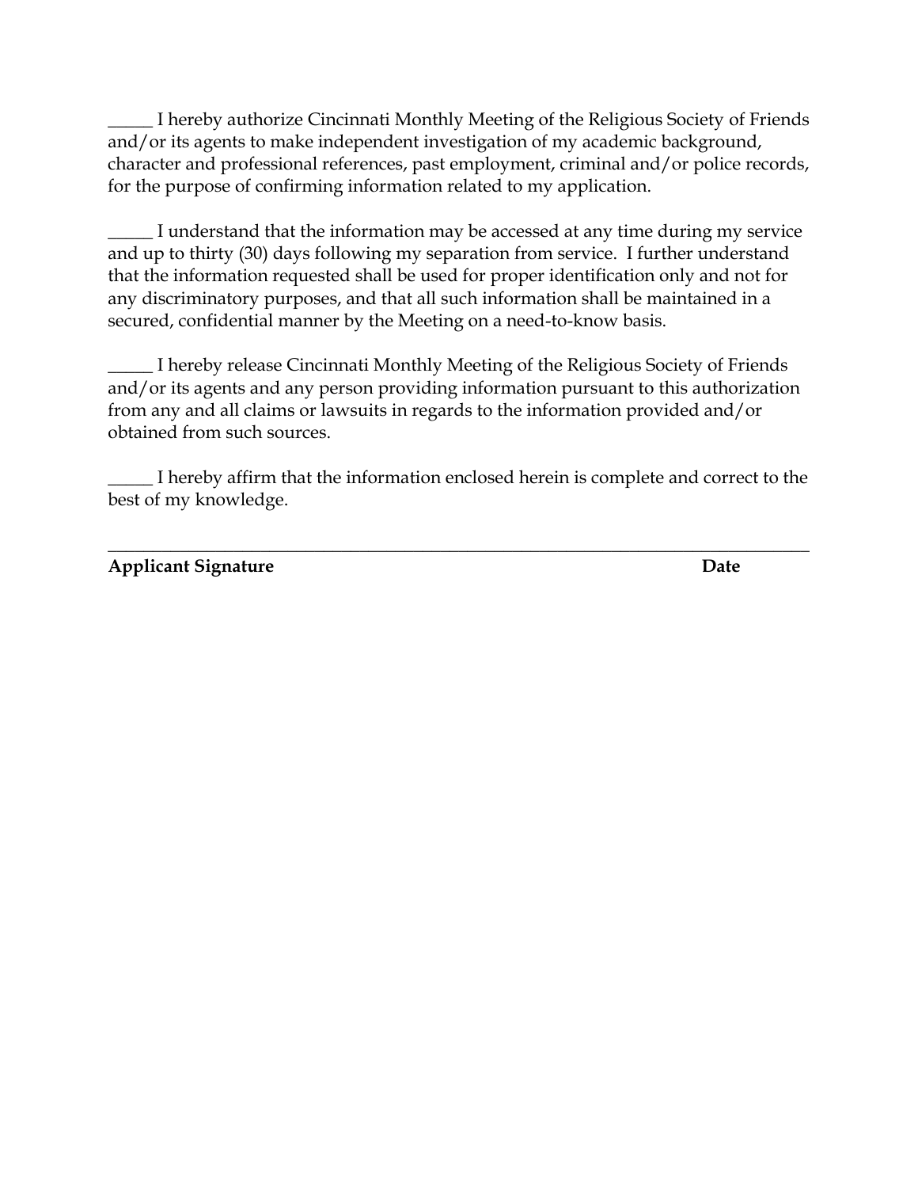_____ I hereby authorize Cincinnati Monthly Meeting of the Religious Society of Friends and/or its agents to make independent investigation of my academic background, character and professional references, past employment, criminal and/or police records, for the purpose of confirming information related to my application.

_____ I understand that the information may be accessed at any time during my service and up to thirty (30) days following my separation from service. I further understand that the information requested shall be used for proper identification only and not for any discriminatory purposes, and that all such information shall be maintained in a secured, confidential manner by the Meeting on a need-to-know basis.

_____ I hereby release Cincinnati Monthly Meeting of the Religious Society of Friends and/or its agents and any person providing information pursuant to this authorization from any and all claims or lawsuits in regards to the information provided and/or obtained from such sources.

_____ I hereby affirm that the information enclosed herein is complete and correct to the best of my knowledge.

______________________________________________________________________________

**Applicant Signature** **Date**